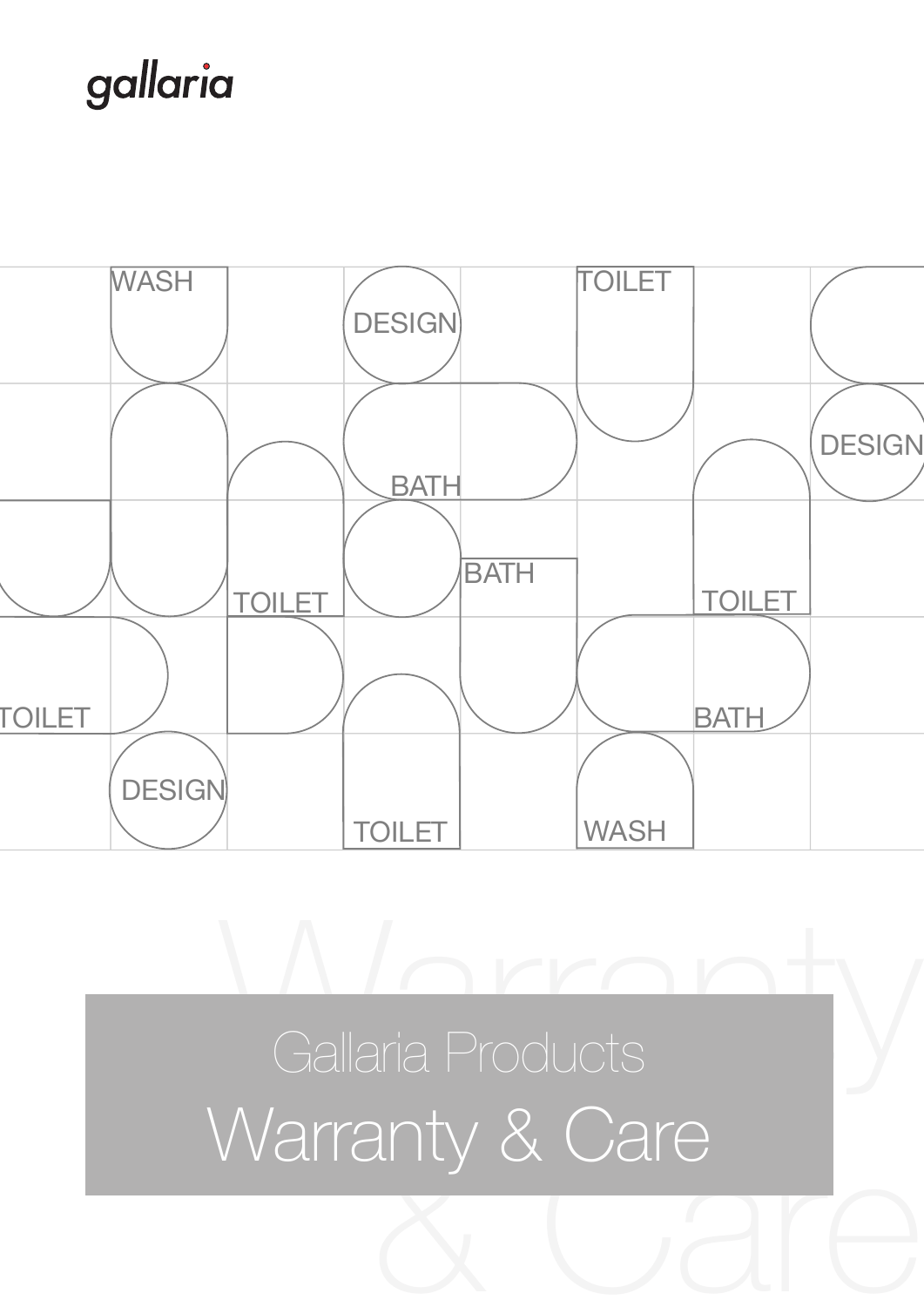gallaria

# Gallaria Products

# Warranty & Care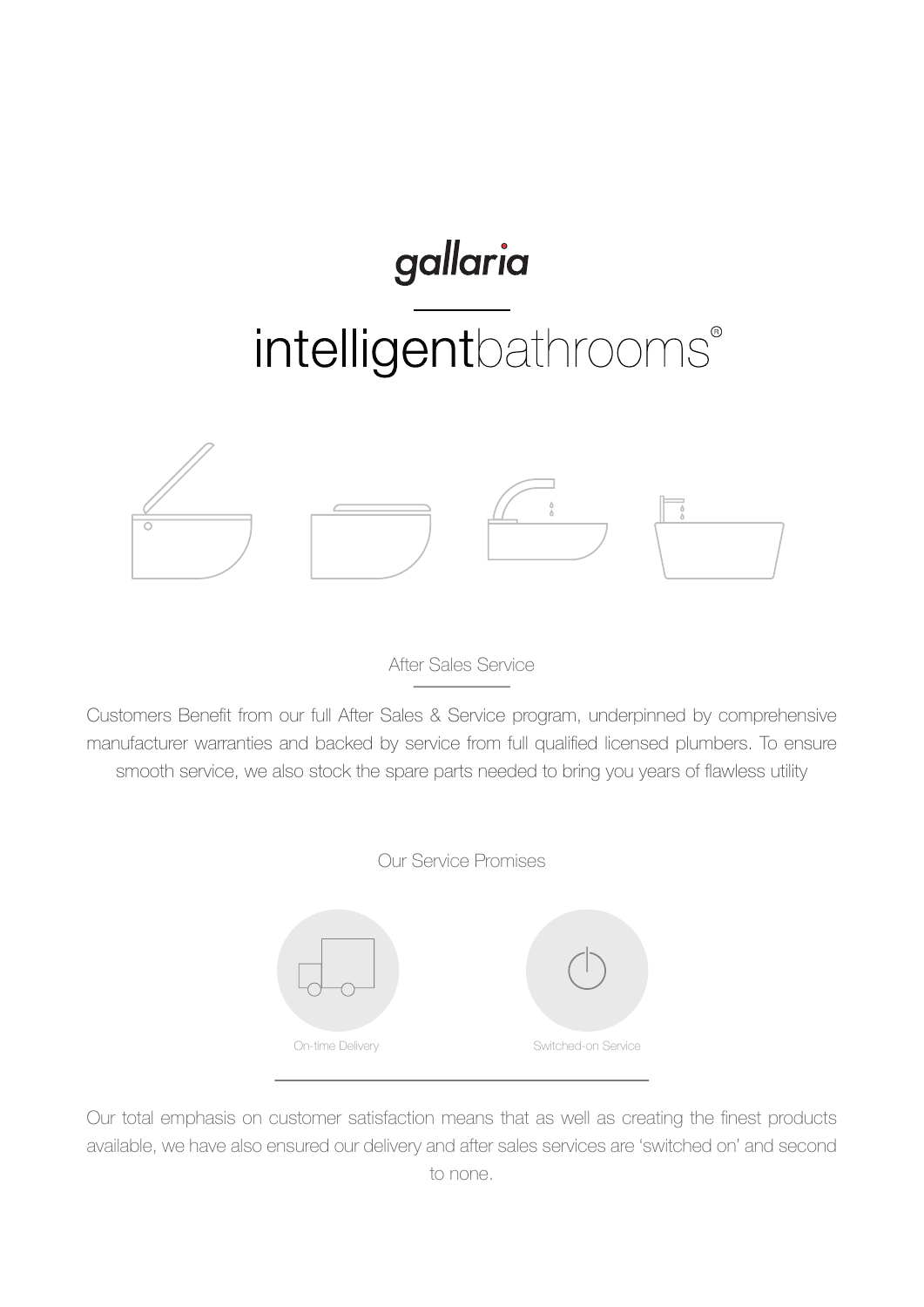# gallaria

## intelligentbathrooms®

### After Sales Service

Customers Benefit from our full After Sales & Service program, underpinned by comprehensive manufacturer warranties and backed by service from full qualified licensed plumbers. To ensure smooth service, we also stock the spare parts needed to bring you years of flawless utility

### Our Service Promises

On-time Delivery

Switched-on Service

Our total emphasis on customer satisfaction means that as well as creating the finest products available, we have also ensured our delivery and after sales services are 'switched on' and second to none.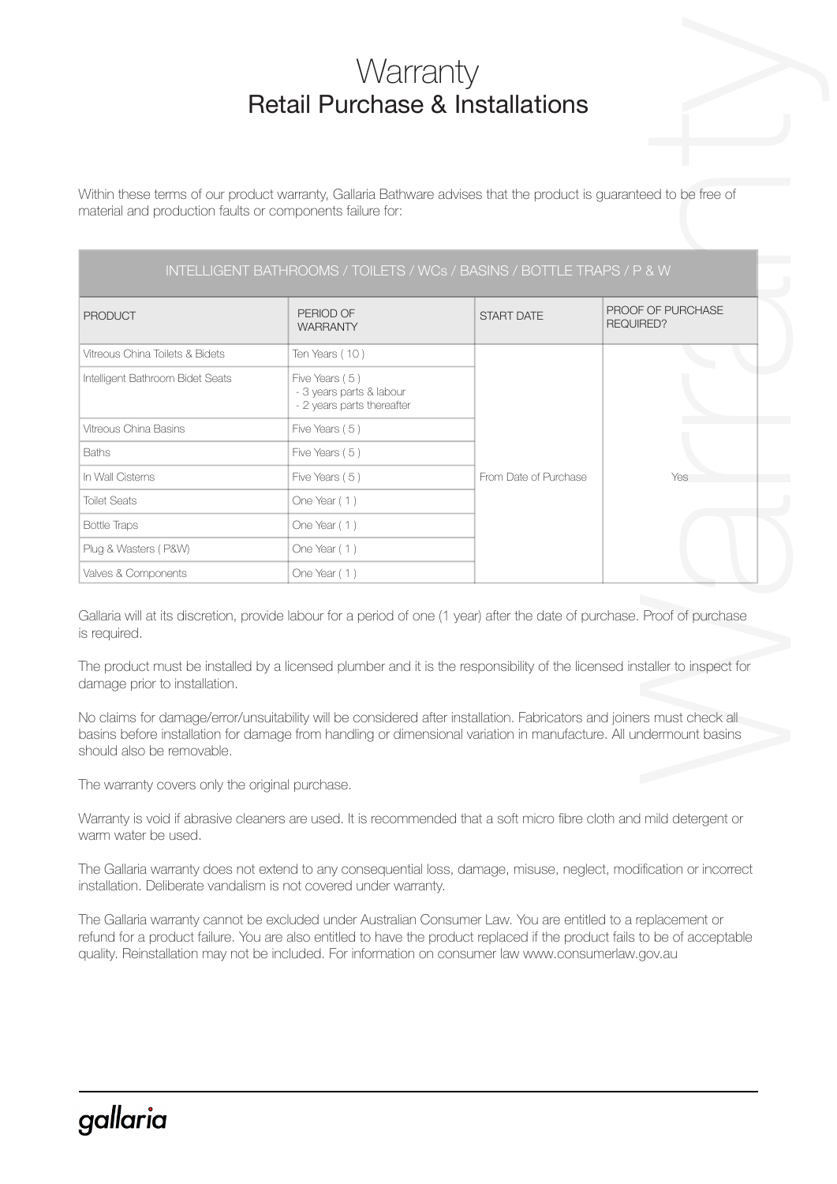# Warranty

## Retail Purchase & Installations

Within these terms of our product warranty, Gallaria Bathware advises that the product is guaranteed to be free of material and production faults or components failure for:

| INTELLIGENT BATHROOMS / TOILETS / WCs / BASINS / BOTTLE TRAPS / P & W | | | |
|---|---|---|---|
| PRODUCT | PERIOD OF WARRANTY | START DATE | PROOF OF PURCHASE REQUIRED? |
| Vitreous China Toilets & Bidets | Ten Years ( 10 ) | From Date of Purchase | Yes |
| Intelligent Bathroom Bidet Seats | Five Years ( 5 )<br>- 3 years parts & labour<br>- 2 years parts thereafter | | |
| Vitreous China Basins | Five Years ( 5 ) | | |
| Baths | Five Years ( 5 ) | | |
| In Wall Cisterns | Five Years ( 5 ) | | |
| Toilet Seats | One Year ( 1 ) | | |
| Bottle Traps | One Year ( 1 ) | | |
| Plug & Wasters ( P&W) | One Year ( 1 ) | | |
| Valves & Components | One Year ( 1 ) | | |

Gallaria will at its discretion, provide labour for a period of one (1 year) after the date of purchase. Proof of purchase is required.

The product must be installed by a licensed plumber and it is the responsibility of the licensed installer to inspect for damage prior to installation.

No claims for damage/error/unsuitability will be considered after installation. Fabricators and joiners must check all basins before installation for damage from handling or dimensional variation in manufacture. All undermount basins should also be removable.

The warranty covers only the original purchase.

Warranty is void if abrasive cleaners are used. It is recommended that a soft micro fibre cloth and mild detergent or warm water be used.

The Gallaria warranty does not extend to any consequential loss, damage, misuse, neglect, modification or incorrect installation. Deliberate vandalism is not covered under warranty.

The Gallaria warranty cannot be excluded under Australian Consumer Law. You are entitled to a replacement or refund for a product failure. You are also entitled to have the product replaced if the product fails to be of acceptable quality. Reinstallation may not be included. For information on consumer law www.consumerlaw.gov.au

gallaria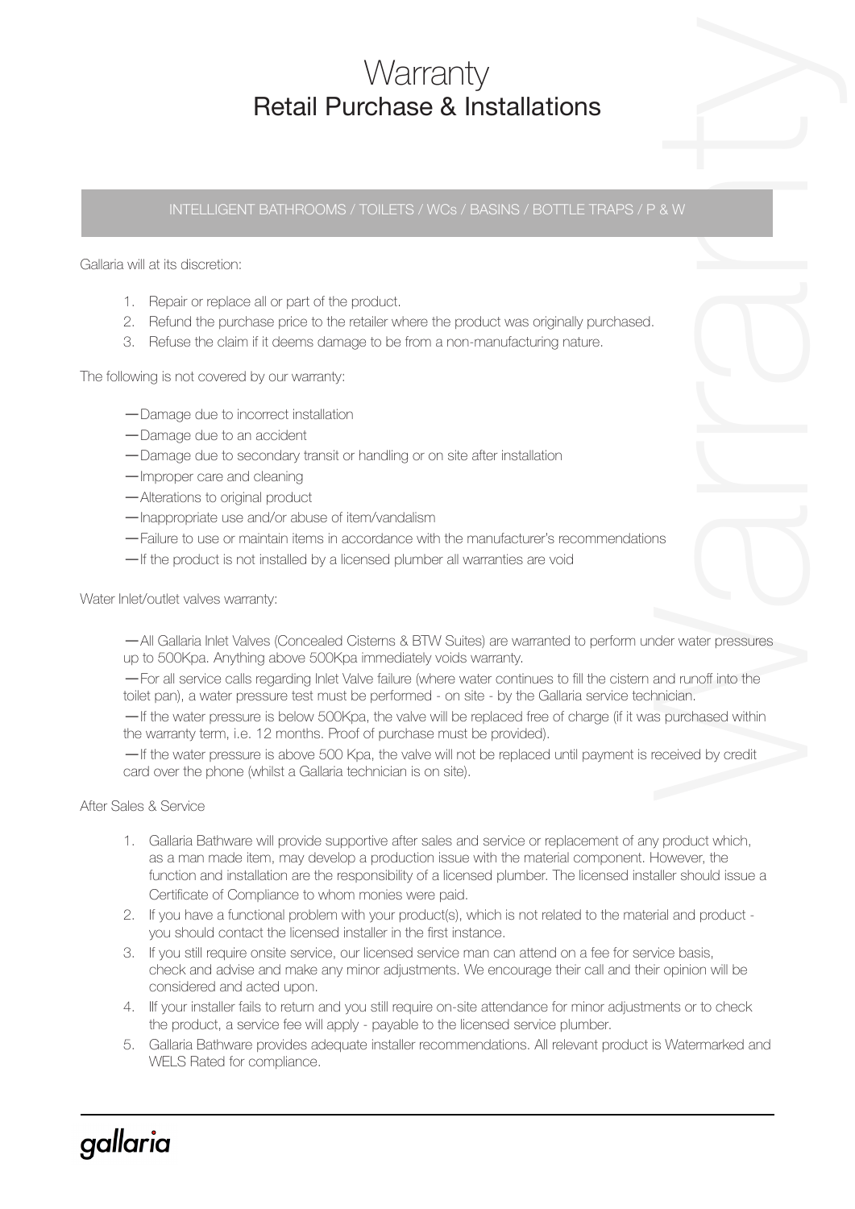# Warranty

## Retail Purchase & Installations

INTELLIGENT BATHROOMS / TOILETS / WCs / BASINS / BOTTLE TRAPS / P & W

Gallaria will at its discretion:

1. Repair or replace all or part of the product.
2. Refund the purchase price to the retailer where the product was originally purchased.
3. Refuse the claim if it deems damage to be from a non-manufacturing nature.

The following is not covered by our warranty:

—Damage due to incorrect installation
—Damage due to an accident
—Damage due to secondary transit or handling or on site after installation
—Improper care and cleaning
—Alterations to original product
—Inappropriate use and/or abuse of item/vandalism
—Failure to use or maintain items in accordance with the manufacturer's recommendations
—If the product is not installed by a licensed plumber all warranties are void

Water Inlet/outlet valves warranty:

—All Gallaria Inlet Valves (Concealed Cisterns & BTW Suites) are warranted to perform under water pressures up to 500Kpa. Anything above 500Kpa immediately voids warranty.

—For all service calls regarding Inlet Valve failure (where water continues to fill the cistern and runoff into the toilet pan), a water pressure test must be performed - on site - by the Gallaria service technician.

—If the water pressure is below 500Kpa, the valve will be replaced free of charge (if it was purchased within the warranty term, i.e. 12 months. Proof of purchase must be provided).

—If the water pressure is above 500 Kpa, the valve will not be replaced until payment is received by credit card over the phone (whilst a Gallaria technician is on site).

After Sales & Service

1. Gallaria Bathware will provide supportive after sales and service or replacement of any product which, as a man made item, may develop a production issue with the material component. However, the function and installation are the responsibility of a licensed plumber. The licensed installer should issue a Certificate of Compliance to whom monies were paid.
2. If you have a functional problem with your product(s), which is not related to the material and product - you should contact the licensed installer in the first instance.
3. If you still require onsite service, our licensed service man can attend on a fee for service basis, check and advise and make any minor adjustments. We encourage their call and their opinion will be considered and acted upon.
4. Ilf your installer fails to return and you still require on-site attendance for minor adjustments or to check the product, a service fee will apply - payable to the licensed service plumber.
5. Gallaria Bathware provides adequate installer recommendations. All relevant product is Watermarked and WELS Rated for compliance.

gallaria